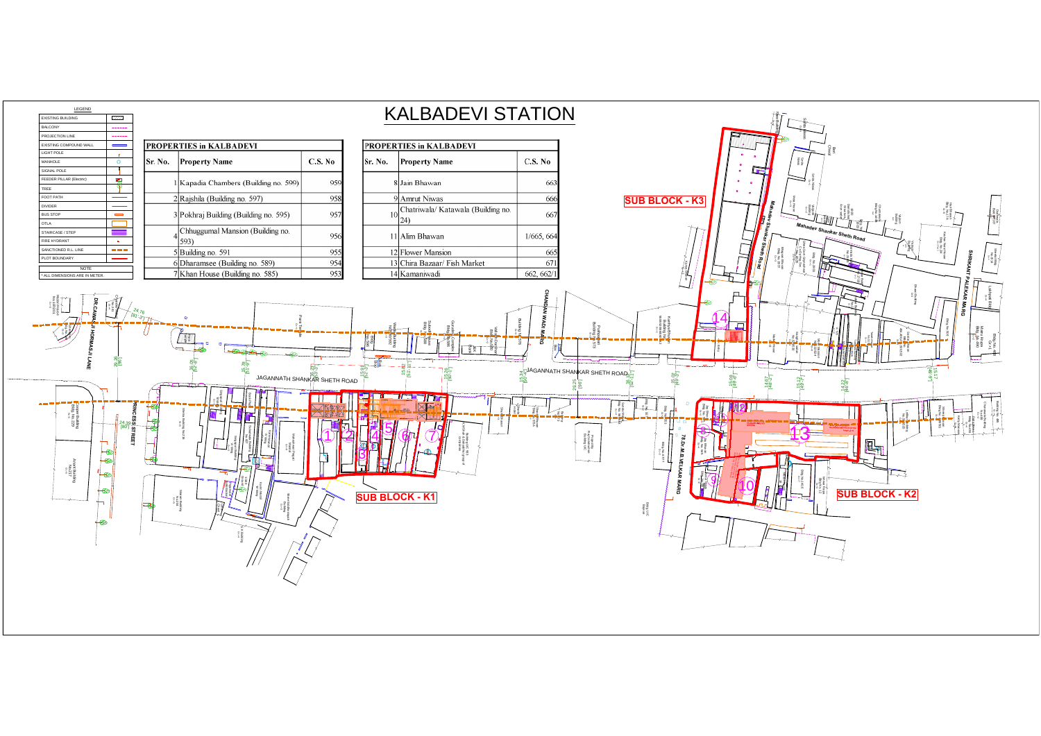# KALBADEVI STATION

## LEGEND

| | |
|---|---|
| EXISTING BUILDING | |
| BALCONY | |
| PROJECTION LINE | |
| EXISTING COMPOUND WALL | |
| LIGHT POLE | |
| MANHOLE | |
| SIGNAL POLE | |
| FEEDER PILLAR (Electric) | |
| TREE | |
| FOOT PATH | |
| DIVIDER | |
| BUS STOP | |
| OTLA | |
| STAIRCASE / STEP | |
| FIRE HYDRANT | |
| SANCTIONED R.L. LINE | |
| PLOT BOUNDARY | |

NOTE
* ALL DIMENSIONS ARE IN METER.

## PROPERTIES in KALBADEVI

| Sr. No. | Property Name | C.S. No |
|---|---|---|
| 1 | Kapadia Chambers (Building no. 599) | 959 |
| 2 | Rajshila (Building no. 597) | 958 |
| 3 | Pokhraj Building (Building no. 595) | 957 |
| 4 | Chhuggumal Mansion (Building no. 593) | 956 |
| 5 | Building no. 591 | 955 |
| 6 | Dharamsee (Building no. 589) | 954 |
| 7 | Khan House (Building no. 585) | 953 |

## PROPERTIES in KALBADEVI

| Sr. No. | Property Name | C.S. No |
|---|---|---|
| 8 | Jain Bhawan | 663 |
| 9 | Amrut Niwas | 666 |
| 10 | Chatriwala/ Katawala (Building no. 24) | 667 |
| 11 | Alim Bhawan | 1/665, 664 |
| 12 | Flower Mansion | 665 |
| 13 | Chira Bazaar/ Fish Market | 671 |
| 14 | Kamaniwadi | 662, 662/1 |

SUB BLOCK - K1

SUB BLOCK - K2

SUB BLOCK - K3

JAGANNATH SHANKAR SHETH ROAD

DR.CAWASJI HORMASJI LANE

PRINCESS STREET

CHANDAN WADI MARG

78 DR M B VELKAR MARG

Mahadev Shankar Sheth Road

SHRIKANT PALEKAR MARG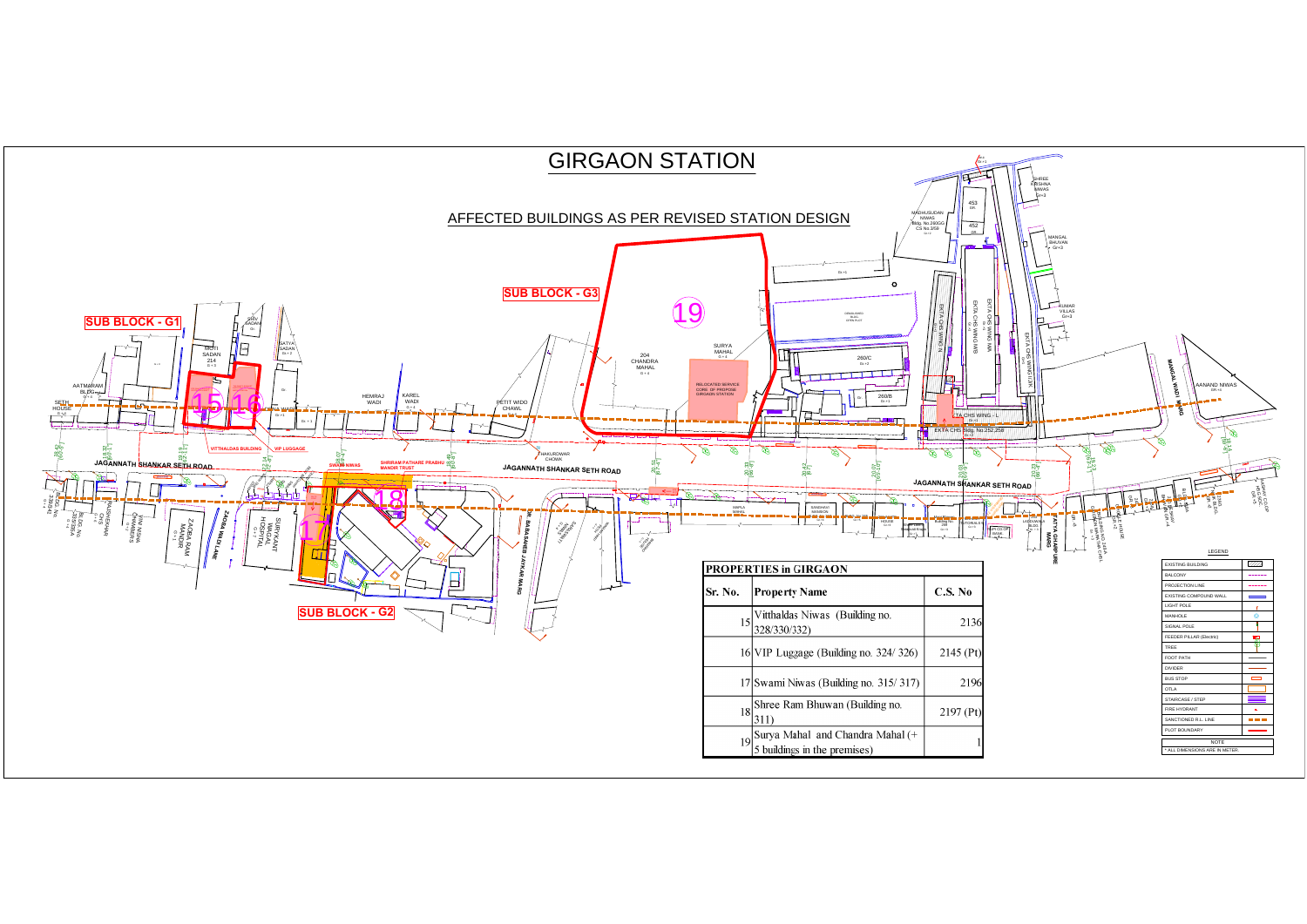# GIRGAON STATION

## AFFECTED BUILDINGS AS PER REVISED STATION DESIGN

SUB BLOCK - G1

SUB BLOCK - G2

SUB BLOCK - G3

JAGANNATH SHANKAR SETH ROAD

| PROPERTIES in GIRGAON | | |
|---|---|---|
| **Sr. No.** | **Property Name** | **C.S. No** |
| 15 | Vitthaldas Niwas (Building no. 328/330/332) | 2136 |
| 16 | VIP Luggage (Building no. 324/ 326) | 2145 (Pt) |
| 17 | Swami Niwas (Building no. 315/ 317) | 2196 |
| 18 | Shree Ram Bhuwan (Building no. 311) | 2197 (Pt) |
| 19 | Surya Mahal and Chandra Mahal (+ 5 buildings in the premises) | 1 |

LEGEND

| | |
|---|---|
| EXISTING BUILDING | |
| BALCONY | |
| PROJECTION LINE | |
| EXISTING COMPOUND WALL | |
| LIGHT POLE | |
| MANHOLE | |
| SIGNAL POLE | |
| FEEDER PILLAR (Electric) | |
| TREE | |
| FOOT PATH | |
| DIVIDER | |
| BUS STOP | |
| OTLA | |
| STAIRCASE / STEP | |
| FIRE HYDRANT | |
| SANCTIONED R.L. LINE | |
| PLOT BOUNDARY | |

NOTE
* ALL DIMENSIONS ARE IN METER.